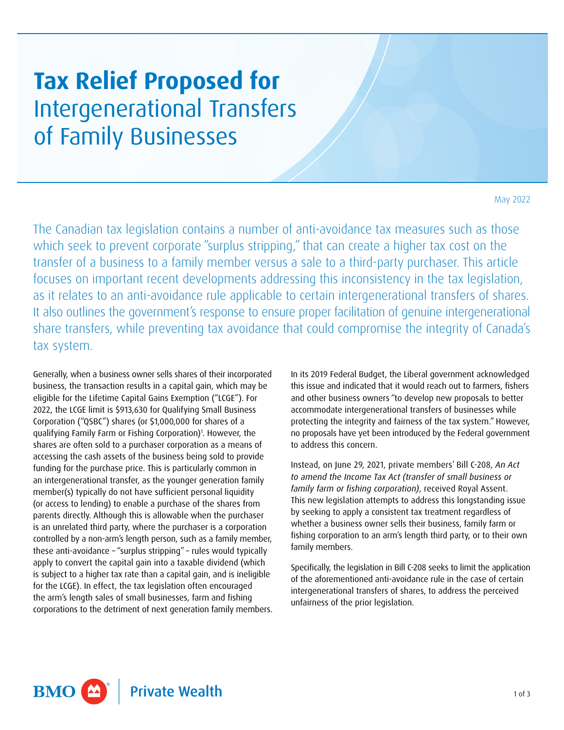# **Tax Relief Proposed for** Intergenerational Transfers of Family Businesses

May 2022

The Canadian tax legislation contains a number of anti-avoidance tax measures such as those which seek to prevent corporate "surplus stripping," that can create a higher tax cost on the transfer of a business to a family member versus a sale to a third-party purchaser. This article focuses on important recent developments addressing this inconsistency in the tax legislation, as it relates to an anti-avoidance rule applicable to certain intergenerational transfers of shares. It also outlines the government's response to ensure proper facilitation of genuine intergenerational share transfers, while preventing tax avoidance that could compromise the integrity of Canada's tax system.

Generally, when a business owner sells shares of their incorporated business, the transaction results in a capital gain, which may be eligible for the Lifetime Capital Gains Exemption ("LCGE"). For 2022, the LCGE limit is $913,630 for Qualifying Small Business Corporation ("QSBC") shares (or $1,000,000 for shares of a qualifying Family Farm or Fishing Corporation)[1]. However, the shares are often sold to a purchaser corporation as a means of accessing the cash assets of the business being sold to provide funding for the purchase price. This is particularly common in an intergenerational transfer, as the younger generation family member(s) typically do not have sufficient personal liquidity (or access to lending) to enable a purchase of the shares from parents directly. Although this is allowable when the purchaser is an unrelated third party, where the purchaser is a corporation controlled by a non-arm's length person, such as a family member, these anti-avoidance – "surplus stripping" – rules would typically apply to convert the capital gain into a taxable dividend (which is subject to a higher tax rate than a capital gain, and is ineligible for the LCGE). In effect, the tax legislation often encouraged the arm's length sales of small businesses, farm and fishing corporations to the detriment of next generation family members.

In its 2019 Federal Budget, the Liberal government acknowledged this issue and indicated that it would reach out to farmers, fishers and other business owners "to develop new proposals to better accommodate intergenerational transfers of businesses while protecting the integrity and fairness of the tax system." However, no proposals have yet been introduced by the Federal government to address this concern.

Instead, on June 29, 2021, private members' Bill C-208, *An Act to amend the Income Tax Act (transfer of small business or family farm or fishing corporation)*, received Royal Assent. This new legislation attempts to address this longstanding issue by seeking to apply a consistent tax treatment regardless of whether a business owner sells their business, family farm or fishing corporation to an arm's length third party, or to their own family members.

Specifically, the legislation in Bill C-208 seeks to limit the application of the aforementioned anti-avoidance rule in the case of certain intergenerational transfers of shares, to address the perceived unfairness of the prior legislation.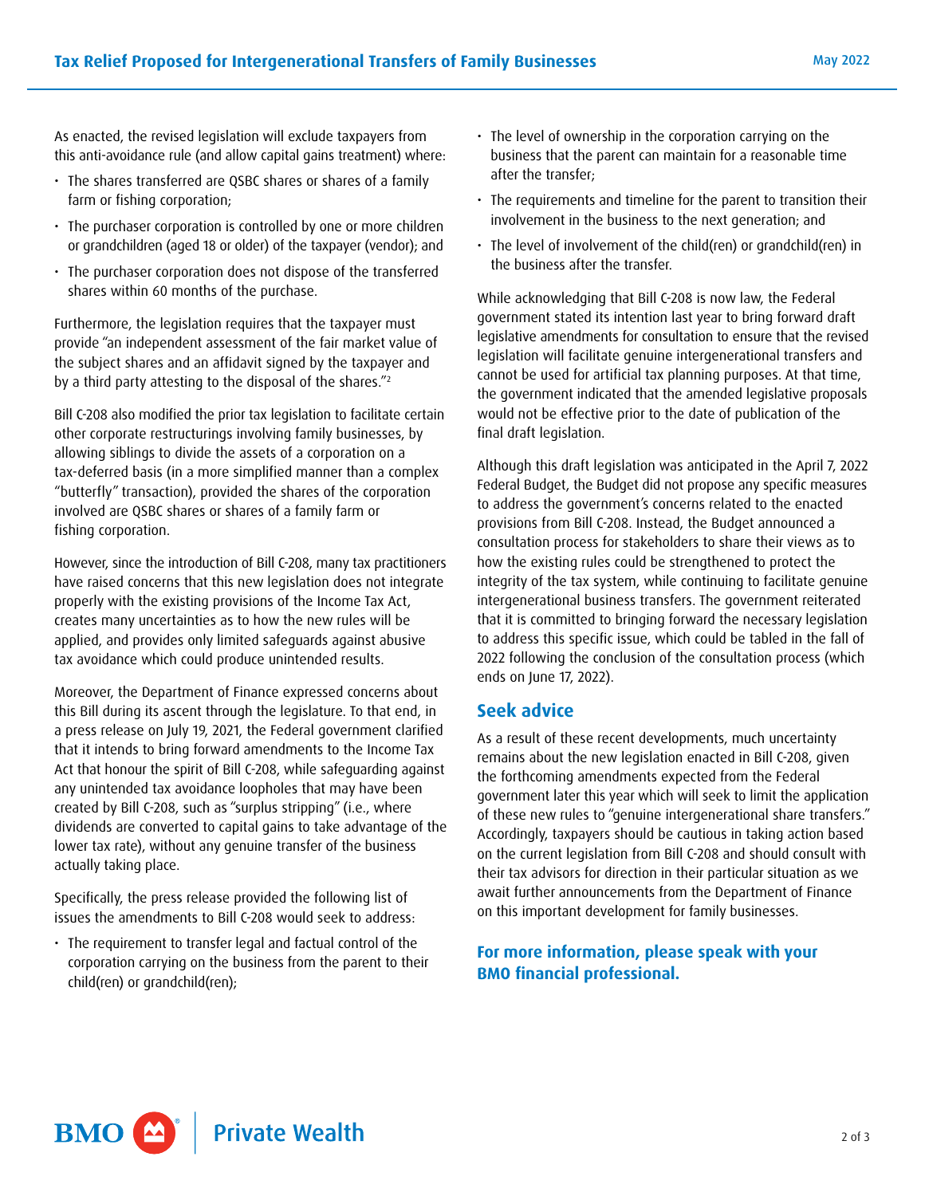As enacted, the revised legislation will exclude taxpayers from this anti-avoidance rule (and allow capital gains treatment) where:

- The shares transferred are QSBC shares or shares of a family farm or fishing corporation;
- The purchaser corporation is controlled by one or more children or grandchildren (aged 18 or older) of the taxpayer (vendor); and
- The purchaser corporation does not dispose of the transferred shares within 60 months of the purchase.

Furthermore, the legislation requires that the taxpayer must provide "an independent assessment of the fair market value of the subject shares and an affidavit signed by the taxpayer and by a third party attesting to the disposal of the shares."[2]

Bill C-208 also modified the prior tax legislation to facilitate certain other corporate restructurings involving family businesses, by allowing siblings to divide the assets of a corporation on a tax-deferred basis (in a more simplified manner than a complex "butterfly" transaction), provided the shares of the corporation involved are QSBC shares or shares of a family farm or fishing corporation.

However, since the introduction of Bill C-208, many tax practitioners have raised concerns that this new legislation does not integrate properly with the existing provisions of the Income Tax Act, creates many uncertainties as to how the new rules will be applied, and provides only limited safeguards against abusive tax avoidance which could produce unintended results.

Moreover, the Department of Finance expressed concerns about this Bill during its ascent through the legislature. To that end, in a press release on July 19, 2021, the Federal government clarified that it intends to bring forward amendments to the Income Tax Act that honour the spirit of Bill C-208, while safeguarding against any unintended tax avoidance loopholes that may have been created by Bill C-208, such as "surplus stripping" (i.e., where dividends are converted to capital gains to take advantage of the lower tax rate), without any genuine transfer of the business actually taking place.

Specifically, the press release provided the following list of issues the amendments to Bill C-208 would seek to address:

- The requirement to transfer legal and factual control of the corporation carrying on the business from the parent to their child(ren) or grandchild(ren);
- The level of ownership in the corporation carrying on the business that the parent can maintain for a reasonable time after the transfer;
- The requirements and timeline for the parent to transition their involvement in the business to the next generation; and
- The level of involvement of the child(ren) or grandchild(ren) in the business after the transfer.

While acknowledging that Bill C-208 is now law, the Federal government stated its intention last year to bring forward draft legislative amendments for consultation to ensure that the revised legislation will facilitate genuine intergenerational transfers and cannot be used for artificial tax planning purposes. At that time, the government indicated that the amended legislative proposals would not be effective prior to the date of publication of the final draft legislation.

Although this draft legislation was anticipated in the April 7, 2022 Federal Budget, the Budget did not propose any specific measures to address the government's concerns related to the enacted provisions from Bill C-208. Instead, the Budget announced a consultation process for stakeholders to share their views as to how the existing rules could be strengthened to protect the integrity of the tax system, while continuing to facilitate genuine intergenerational business transfers. The government reiterated that it is committed to bringing forward the necessary legislation to address this specific issue, which could be tabled in the fall of 2022 following the conclusion of the consultation process (which ends on June 17, 2022).

## Seek advice

As a result of these recent developments, much uncertainty remains about the new legislation enacted in Bill C-208, given the forthcoming amendments expected from the Federal government later this year which will seek to limit the application of these new rules to "genuine intergenerational share transfers." Accordingly, taxpayers should be cautious in taking action based on the current legislation from Bill C-208 and should consult with their tax advisors for direction in their particular situation as we await further announcements from the Department of Finance on this important development for family businesses.

**For more information, please speak with your BMO financial professional.**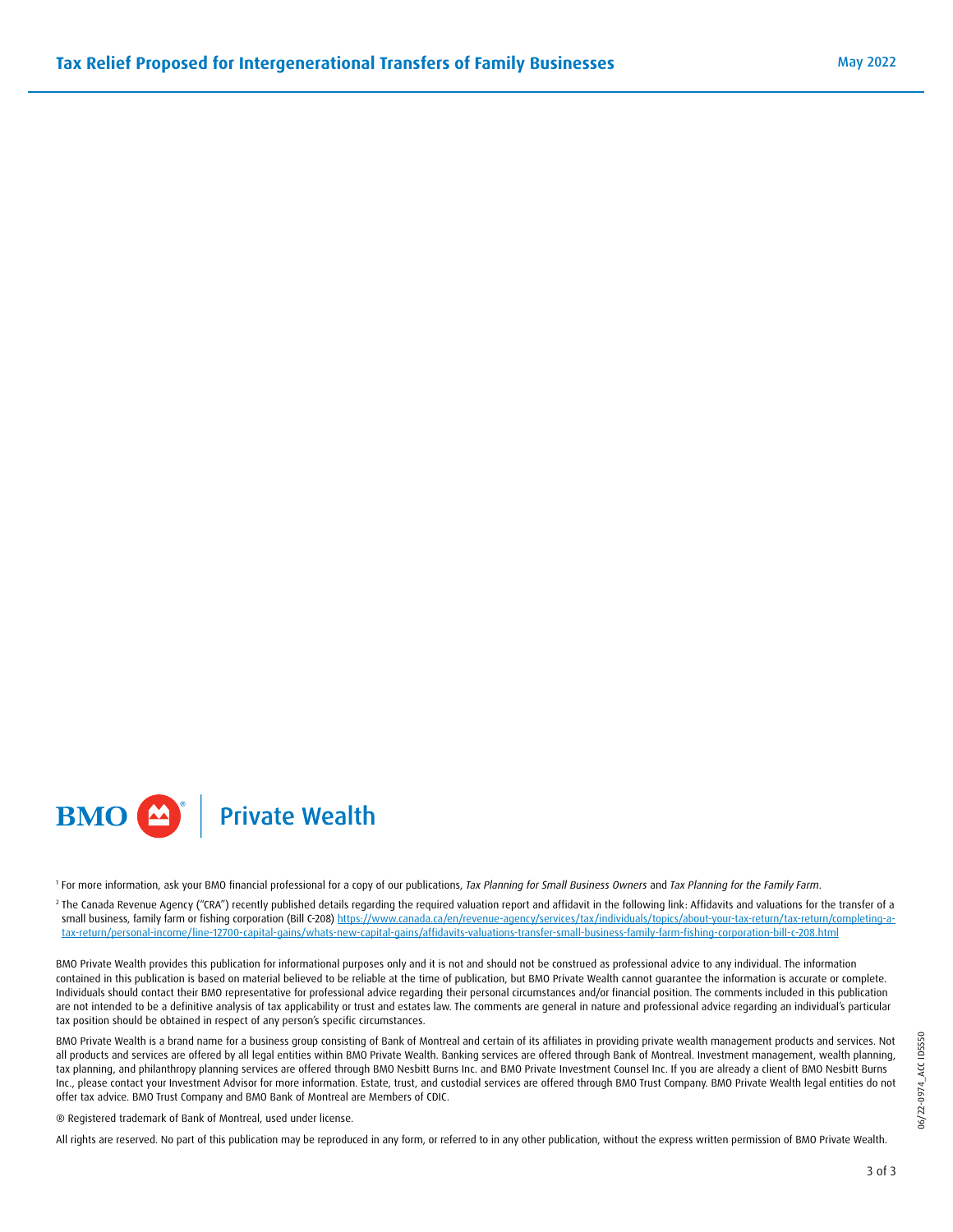BMO Private Wealth

[1] For more information, ask your BMO financial professional for a copy of our publications, *Tax Planning for Small Business Owners* and *Tax Planning for the Family Farm*.

[2] The Canada Revenue Agency ("CRA") recently published details regarding the required valuation report and affidavit in the following link: Affidavits and valuations for the transfer of a small business, family farm or fishing corporation (Bill C-208) https://www.canada.ca/en/revenue-agency/services/tax/individuals/topics/about-your-tax-return/tax-return/completing-a-tax-return/personal-income/line-12700-capital-gains/whats-new-capital-gains/affidavits-valuations-transfer-small-business-family-farm-fishing-corporation-bill-c-208.html

BMO Private Wealth provides this publication for informational purposes only and it is not and should not be construed as professional advice to any individual. The information contained in this publication is based on material believed to be reliable at the time of publication, but BMO Private Wealth cannot guarantee the information is accurate or complete. Individuals should contact their BMO representative for professional advice regarding their personal circumstances and/or financial position. The comments included in this publication are not intended to be a definitive analysis of tax applicability or trust and estates law. The comments are general in nature and professional advice regarding an individual's particular tax position should be obtained in respect of any person's specific circumstances.

BMO Private Wealth is a brand name for a business group consisting of Bank of Montreal and certain of its affiliates in providing private wealth management products and services. Not all products and services are offered by all legal entities within BMO Private Wealth. Banking services are offered through Bank of Montreal. Investment management, wealth planning, tax planning, and philanthropy planning services are offered through BMO Nesbitt Burns Inc. and BMO Private Investment Counsel Inc. If you are already a client of BMO Nesbitt Burns Inc., please contact your Investment Advisor for more information. Estate, trust, and custodial services are offered through BMO Trust Company. BMO Private Wealth legal entities do not offer tax advice. BMO Trust Company and BMO Bank of Montreal are Members of CDIC.

® Registered trademark of Bank of Montreal, used under license.

All rights are reserved. No part of this publication may be reproduced in any form, or referred to in any other publication, without the express written permission of BMO Private Wealth.

06/22-0974_ACC ID5550